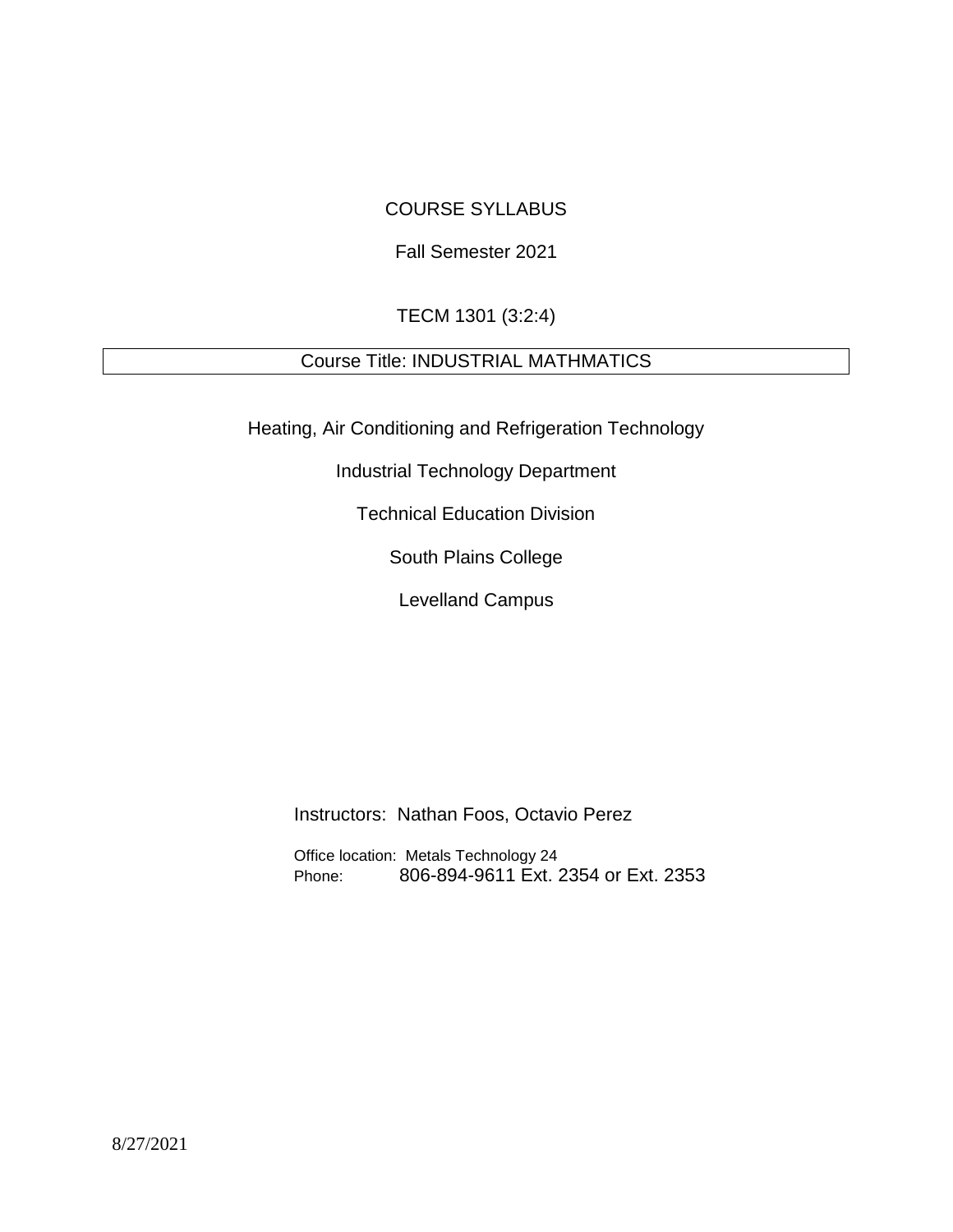# COURSE SYLLABUS

Fall Semester 2021

TECM 1301 (3:2:4)

Course Title: INDUSTRIAL MATHMATICS

Heating, Air Conditioning and Refrigeration Technology

Industrial Technology Department

Technical Education Division

South Plains College

Levelland Campus

Instructors: Nathan Foos, Octavio Perez

Office location: Metals Technology 24
Phone: 806-894-9611 Ext. 2354 or Ext. 2353

8/27/2021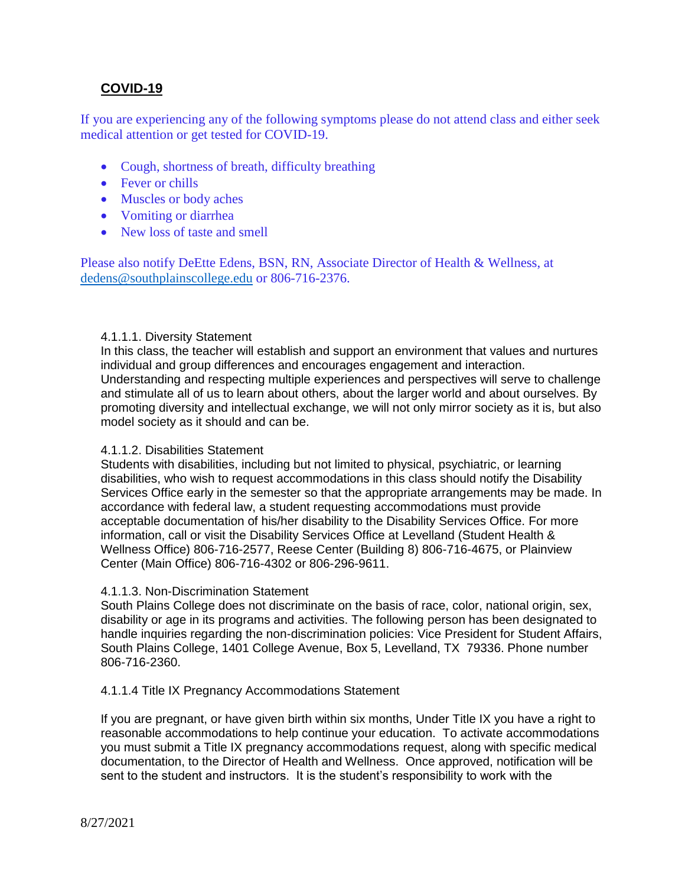## **COVID-19**

If you are experiencing any of the following symptoms please do not attend class and either seek medical attention or get tested for COVID-19.

- Cough, shortness of breath, difficulty breathing
- Fever or chills
- Muscles or body aches
- Vomiting or diarrhea
- New loss of taste and smell

Please also notify DeEtte Edens, BSN, RN, Associate Director of Health & Wellness, at dedens@southplainscollege.edu or 806-716-2376.

4.1.1.1. Diversity Statement

In this class, the teacher will establish and support an environment that values and nurtures individual and group differences and encourages engagement and interaction. Understanding and respecting multiple experiences and perspectives will serve to challenge and stimulate all of us to learn about others, about the larger world and about ourselves. By promoting diversity and intellectual exchange, we will not only mirror society as it is, but also model society as it should and can be.

4.1.1.2. Disabilities Statement

Students with disabilities, including but not limited to physical, psychiatric, or learning disabilities, who wish to request accommodations in this class should notify the Disability Services Office early in the semester so that the appropriate arrangements may be made. In accordance with federal law, a student requesting accommodations must provide acceptable documentation of his/her disability to the Disability Services Office. For more information, call or visit the Disability Services Office at Levelland (Student Health & Wellness Office) 806-716-2577, Reese Center (Building 8) 806-716-4675, or Plainview Center (Main Office) 806-716-4302 or 806-296-9611.

4.1.1.3. Non-Discrimination Statement

South Plains College does not discriminate on the basis of race, color, national origin, sex, disability or age in its programs and activities. The following person has been designated to handle inquiries regarding the non-discrimination policies: Vice President for Student Affairs, South Plains College, 1401 College Avenue, Box 5, Levelland, TX 79336. Phone number 806-716-2360.

4.1.1.4 Title IX Pregnancy Accommodations Statement

If you are pregnant, or have given birth within six months, Under Title IX you have a right to reasonable accommodations to help continue your education. To activate accommodations you must submit a Title IX pregnancy accommodations request, along with specific medical documentation, to the Director of Health and Wellness. Once approved, notification will be sent to the student and instructors. It is the student's responsibility to work with the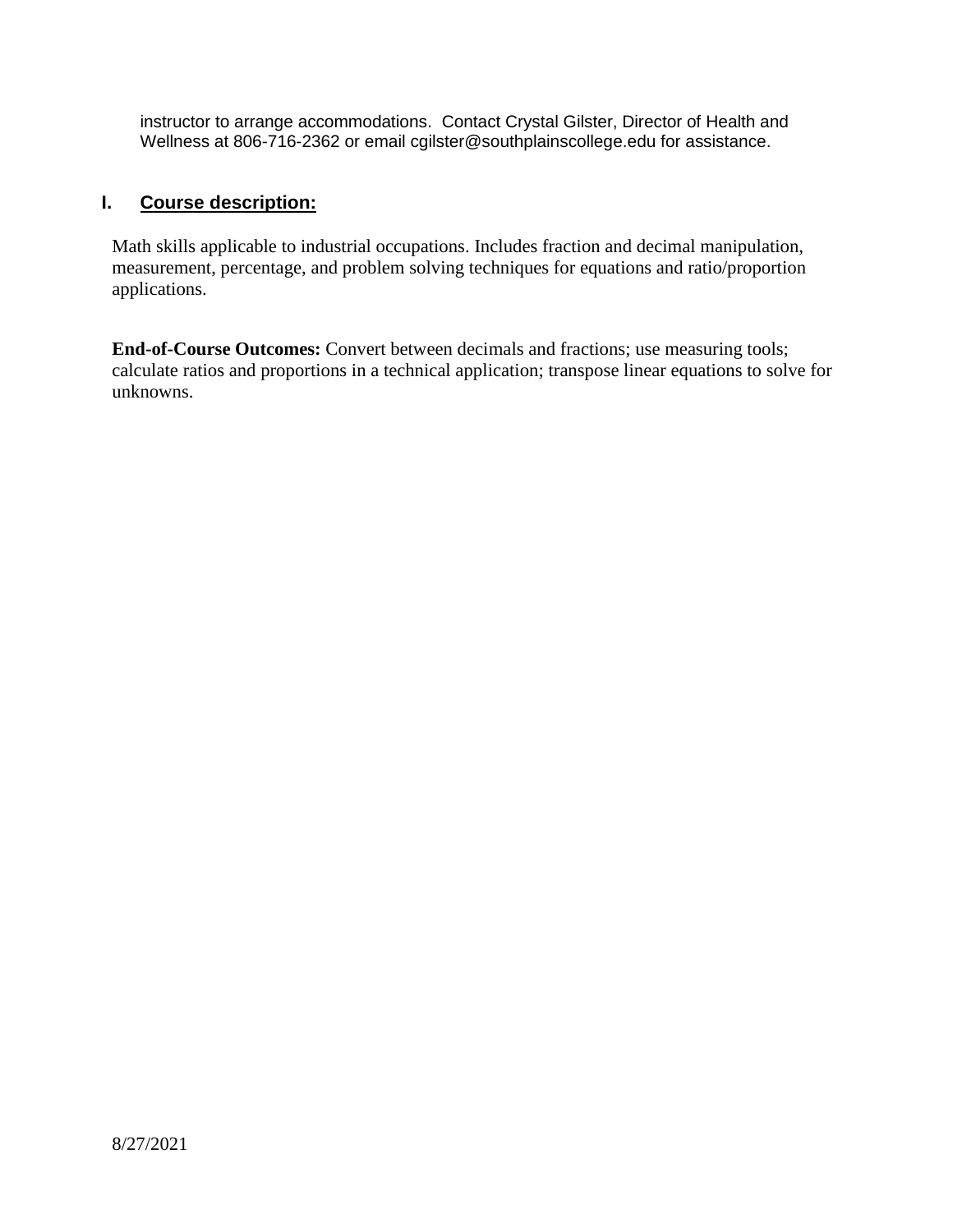instructor to arrange accommodations. Contact Crystal Gilster, Director of Health and Wellness at 806-716-2362 or email cgilster@southplainscollege.edu for assistance.

## I. Course description:

Math skills applicable to industrial occupations. Includes fraction and decimal manipulation, measurement, percentage, and problem solving techniques for equations and ratio/proportion applications.

**End-of-Course Outcomes:** Convert between decimals and fractions; use measuring tools; calculate ratios and proportions in a technical application; transpose linear equations to solve for unknowns.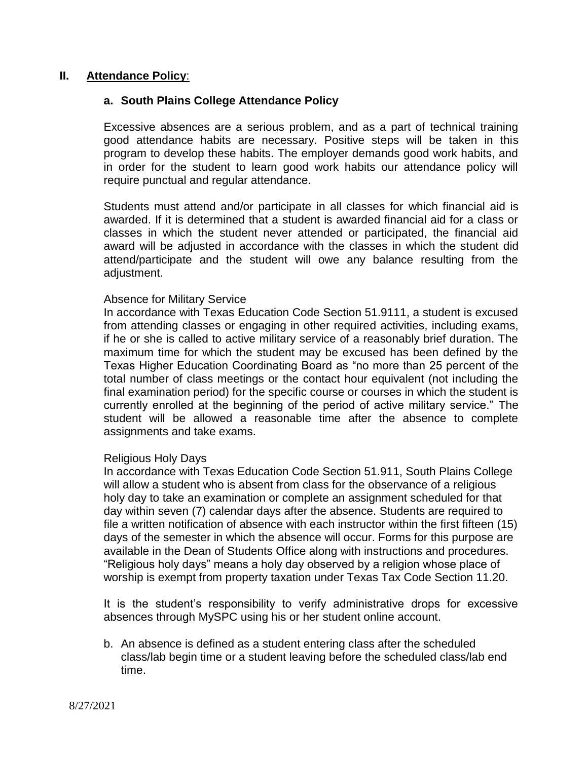## II. Attendance Policy:

### a. South Plains College Attendance Policy

Excessive absences are a serious problem, and as a part of technical training good attendance habits are necessary. Positive steps will be taken in this program to develop these habits. The employer demands good work habits, and in order for the student to learn good work habits our attendance policy will require punctual and regular attendance.

Students must attend and/or participate in all classes for which financial aid is awarded. If it is determined that a student is awarded financial aid for a class or classes in which the student never attended or participated, the financial aid award will be adjusted in accordance with the classes in which the student did attend/participate and the student will owe any balance resulting from the adjustment.

Absence for Military Service
In accordance with Texas Education Code Section 51.9111, a student is excused from attending classes or engaging in other required activities, including exams, if he or she is called to active military service of a reasonably brief duration. The maximum time for which the student may be excused has been defined by the Texas Higher Education Coordinating Board as "no more than 25 percent of the total number of class meetings or the contact hour equivalent (not including the final examination period) for the specific course or courses in which the student is currently enrolled at the beginning of the period of active military service." The student will be allowed a reasonable time after the absence to complete assignments and take exams.

Religious Holy Days
In accordance with Texas Education Code Section 51.911, South Plains College will allow a student who is absent from class for the observance of a religious holy day to take an examination or complete an assignment scheduled for that day within seven (7) calendar days after the absence. Students are required to file a written notification of absence with each instructor within the first fifteen (15) days of the semester in which the absence will occur. Forms for this purpose are available in the Dean of Students Office along with instructions and procedures. "Religious holy days" means a holy day observed by a religion whose place of worship is exempt from property taxation under Texas Tax Code Section 11.20.

It is the student's responsibility to verify administrative drops for excessive absences through MySPC using his or her student online account.

b. An absence is defined as a student entering class after the scheduled class/lab begin time or a student leaving before the scheduled class/lab end time.

8/27/2021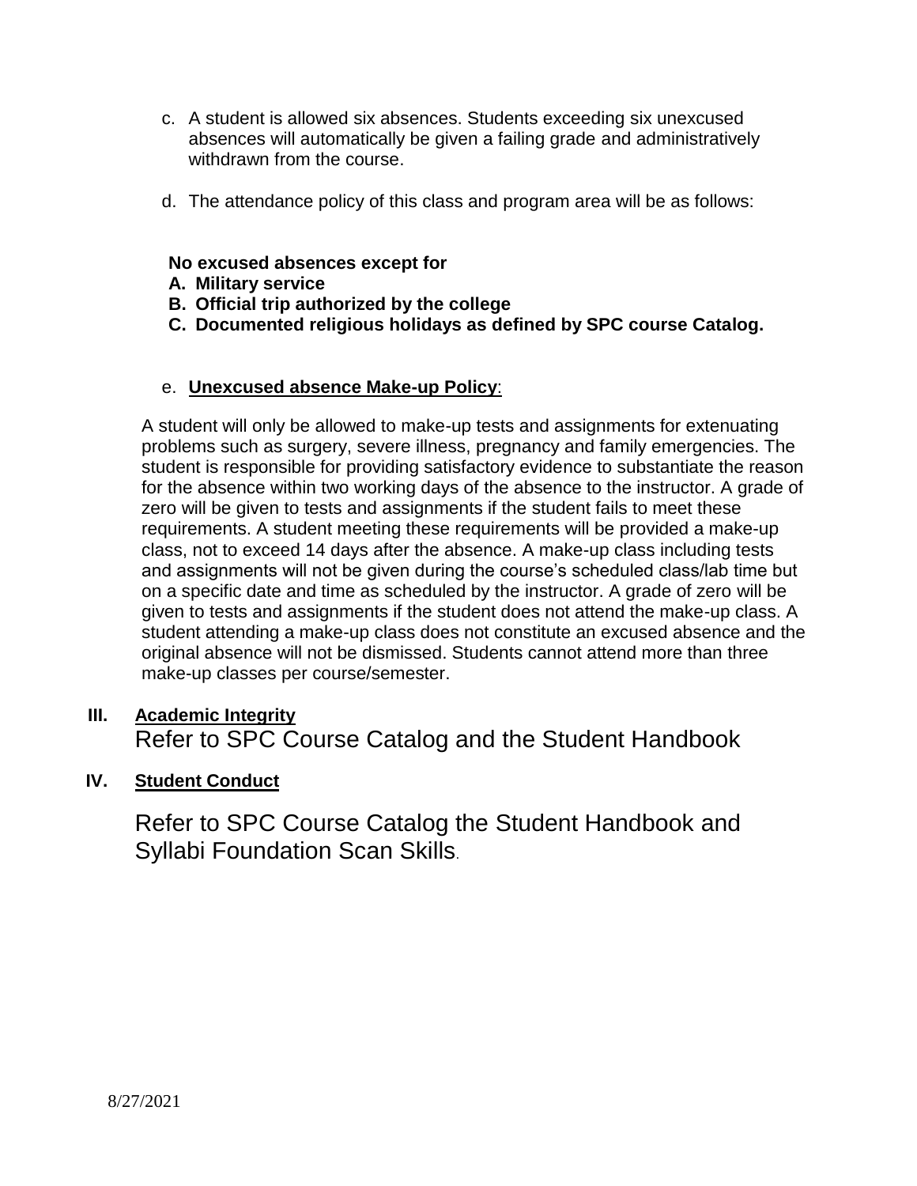c. A student is allowed six absences. Students exceeding six unexcused absences will automatically be given a failing grade and administratively withdrawn from the course.

d. The attendance policy of this class and program area will be as follows:

**No excused absences except for**

**A. Military service**

**B. Official trip authorized by the college**

**C. Documented religious holidays as defined by SPC course Catalog.**

e. **Unexcused absence Make-up Policy**:

A student will only be allowed to make-up tests and assignments for extenuating problems such as surgery, severe illness, pregnancy and family emergencies. The student is responsible for providing satisfactory evidence to substantiate the reason for the absence within two working days of the absence to the instructor. A grade of zero will be given to tests and assignments if the student fails to meet these requirements. A student meeting these requirements will be provided a make-up class, not to exceed 14 days after the absence. A make-up class including tests and assignments will not be given during the course's scheduled class/lab time but on a specific date and time as scheduled by the instructor. A grade of zero will be given to tests and assignments if the student does not attend the make-up class. A student attending a make-up class does not constitute an excused absence and the original absence will not be dismissed. Students cannot attend more than three make-up classes per course/semester.

## III. Academic Integrity

Refer to SPC Course Catalog and the Student Handbook

## IV. Student Conduct

Refer to SPC Course Catalog the Student Handbook and Syllabi Foundation Scan Skills.

8/27/2021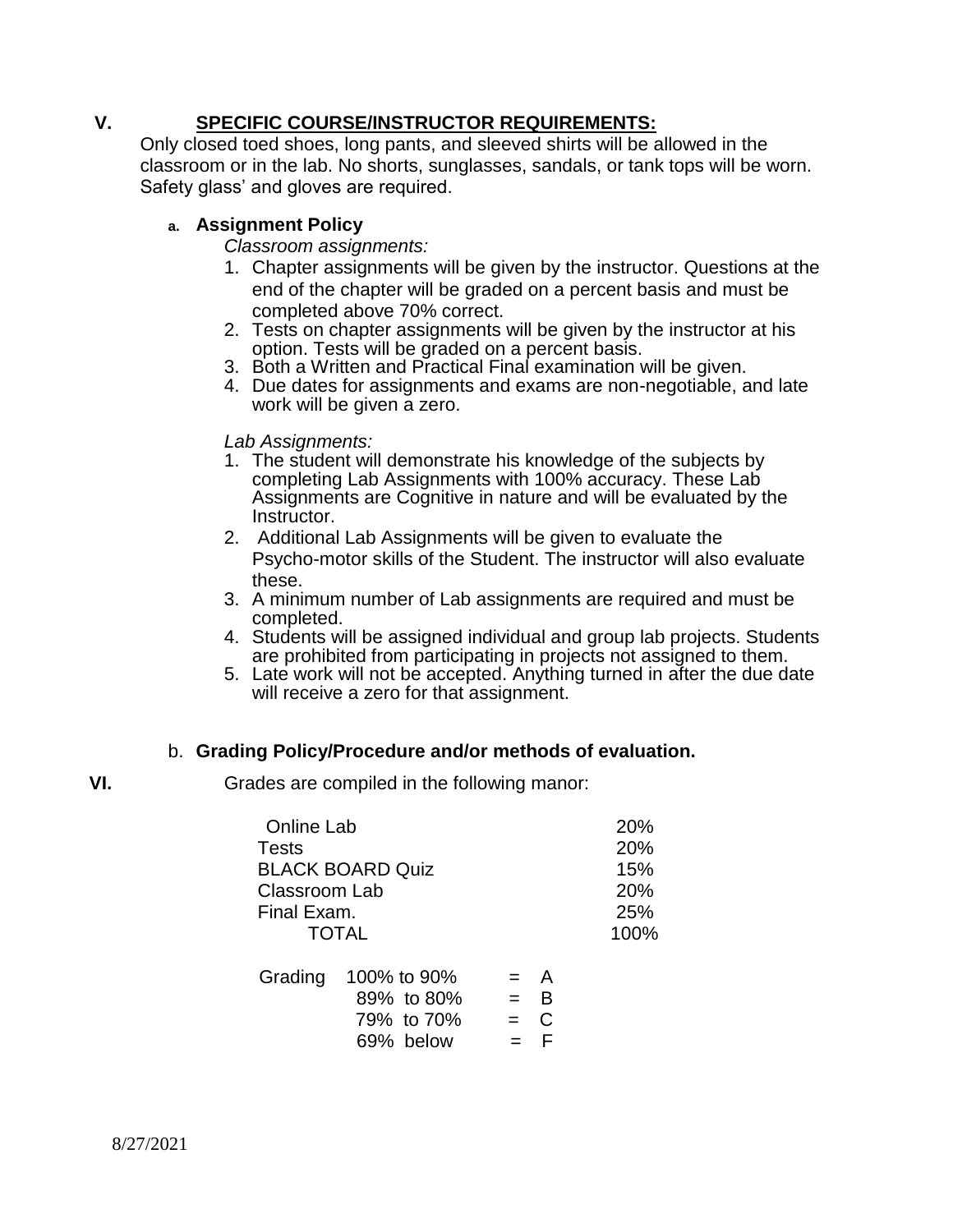## V. SPECIFIC COURSE/INSTRUCTOR REQUIREMENTS:

Only closed toed shoes, long pants, and sleeved shirts will be allowed in the classroom or in the lab. No shorts, sunglasses, sandals, or tank tops will be worn. Safety glass' and gloves are required.

### a. Assignment Policy

*Classroom assignments:*

1. Chapter assignments will be given by the instructor. Questions at the end of the chapter will be graded on a percent basis and must be completed above 70% correct.
2. Tests on chapter assignments will be given by the instructor at his option. Tests will be graded on a percent basis.
3. Both a Written and Practical Final examination will be given.
4. Due dates for assignments and exams are non-negotiable, and late work will be given a zero.

*Lab Assignments:*

1. The student will demonstrate his knowledge of the subjects by completing Lab Assignments with 100% accuracy. These Lab Assignments are Cognitive in nature and will be evaluated by the Instructor.
2. Additional Lab Assignments will be given to evaluate the Psycho-motor skills of the Student. The instructor will also evaluate these.
3. A minimum number of Lab assignments are required and must be completed.
4. Students will be assigned individual and group lab projects. Students are prohibited from participating in projects not assigned to them.
5. Late work will not be accepted. Anything turned in after the due date will receive a zero for that assignment.

### b. Grading Policy/Procedure and/or methods of evaluation.

**VI.** Grades are compiled in the following manor:

| Component | Weight |
|---|---|
| Online Lab | 20% |
| Tests | 20% |
| BLACK BOARD Quiz | 15% |
| Classroom Lab | 20% |
| Final Exam. | 25% |
| TOTAL | 100% |

| Grading | | |
|---|---|---|
| 100% to 90% | = | A |
| 89% to 80% | = | B |
| 79% to 70% | = | C |
| 69% below | = | F |

8/27/2021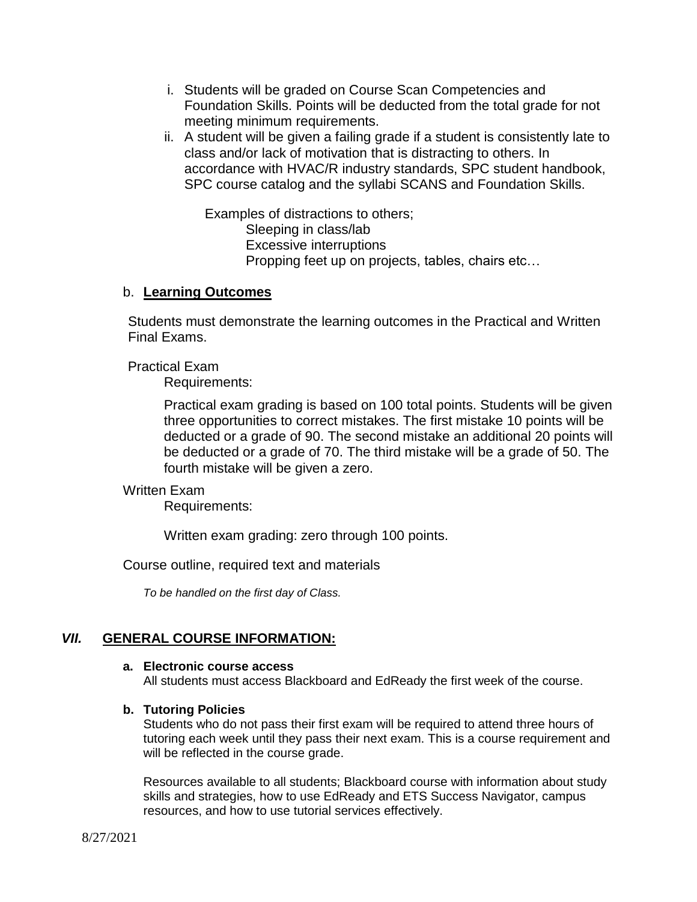i. Students will be graded on Course Scan Competencies and Foundation Skills. Points will be deducted from the total grade for not meeting minimum requirements.

ii. A student will be given a failing grade if a student is consistently late to class and/or lack of motivation that is distracting to others. In accordance with HVAC/R industry standards, SPC student handbook, SPC course catalog and the syllabi SCANS and Foundation Skills.

Examples of distractions to others;

Sleeping in class/lab
Excessive interruptions
Propping feet up on projects, tables, chairs etc…

b. **Learning Outcomes**

Students must demonstrate the learning outcomes in the Practical and Written Final Exams.

Practical Exam

Requirements:

Practical exam grading is based on 100 total points. Students will be given three opportunities to correct mistakes. The first mistake 10 points will be deducted or a grade of 90. The second mistake an additional 20 points will be deducted or a grade of 70. The third mistake will be a grade of 50. The fourth mistake will be given a zero.

Written Exam

Requirements:

Written exam grading: zero through 100 points.

Course outline, required text and materials

*To be handled on the first day of Class.*

## *VII.* GENERAL COURSE INFORMATION:

**a. Electronic course access**

All students must access Blackboard and EdReady the first week of the course.

**b. Tutoring Policies**

Students who do not pass their first exam will be required to attend three hours of tutoring each week until they pass their next exam. This is a course requirement and will be reflected in the course grade.

Resources available to all students; Blackboard course with information about study skills and strategies, how to use EdReady and ETS Success Navigator, campus resources, and how to use tutorial services effectively.

8/27/2021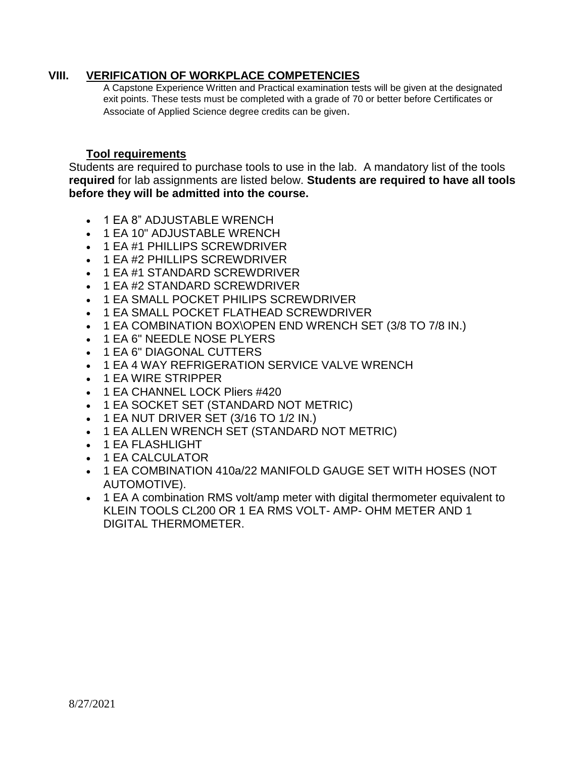## VIII. VERIFICATION OF WORKPLACE COMPETENCIES

A Capstone Experience Written and Practical examination tests will be given at the designated exit points. These tests must be completed with a grade of 70 or better before Certificates or Associate of Applied Science degree credits can be given.

### Tool requirements

Students are required to purchase tools to use in the lab. A mandatory list of the tools **required** for lab assignments are listed below. **Students are required to have all tools before they will be admitted into the course.**

- 1 EA 8" ADJUSTABLE WRENCH
- 1 EA 10" ADJUSTABLE WRENCH
- 1 EA #1 PHILLIPS SCREWDRIVER
- 1 EA #2 PHILLIPS SCREWDRIVER
- 1 EA #1 STANDARD SCREWDRIVER
- 1 EA #2 STANDARD SCREWDRIVER
- 1 EA SMALL POCKET PHILIPS SCREWDRIVER
- 1 EA SMALL POCKET FLATHEAD SCREWDRIVER
- 1 EA COMBINATION BOX\OPEN END WRENCH SET (3/8 TO 7/8 IN.)
- 1 EA 6" NEEDLE NOSE PLYERS
- 1 EA 6" DIAGONAL CUTTERS
- 1 EA 4 WAY REFRIGERATION SERVICE VALVE WRENCH
- 1 EA WIRE STRIPPER
- 1 EA CHANNEL LOCK Pliers #420
- 1 EA SOCKET SET (STANDARD NOT METRIC)
- 1 EA NUT DRIVER SET (3/16 TO 1/2 IN.)
- 1 EA ALLEN WRENCH SET (STANDARD NOT METRIC)
- 1 EA FLASHLIGHT
- 1 EA CALCULATOR
- 1 EA COMBINATION 410a/22 MANIFOLD GAUGE SET WITH HOSES (NOT AUTOMOTIVE).
- 1 EA A combination RMS volt/amp meter with digital thermometer equivalent to KLEIN TOOLS CL200 OR 1 EA RMS VOLT- AMP- OHM METER AND 1 DIGITAL THERMOMETER.

8/27/2021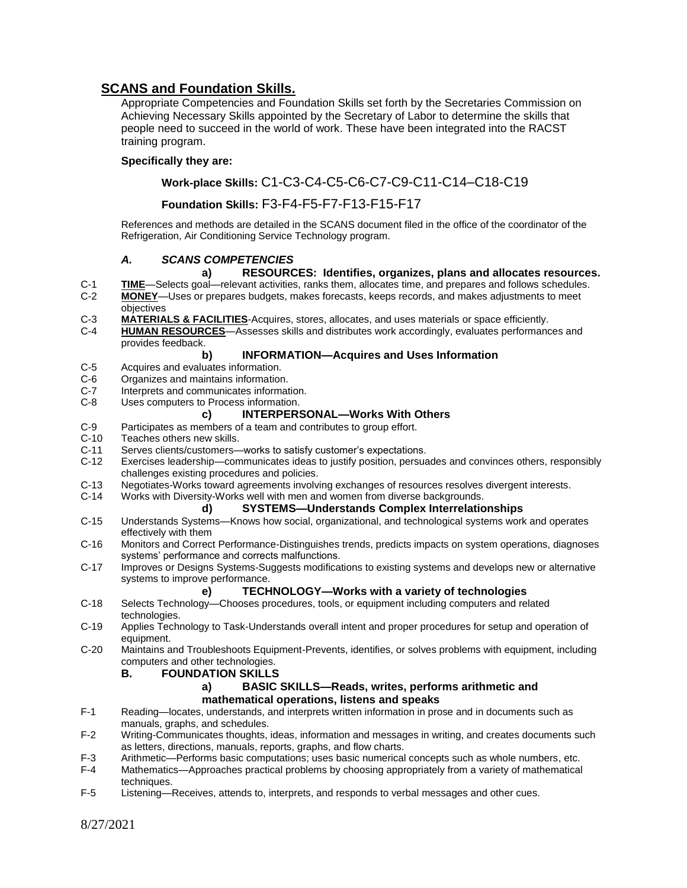## SCANS and Foundation Skills.

Appropriate Competencies and Foundation Skills set forth by the Secretaries Commission on Achieving Necessary Skills appointed by the Secretary of Labor to determine the skills that people need to succeed in the world of work. These have been integrated into the RACST training program.

**Specifically they are:**

**Work-place Skills:** C1-C3-C4-C5-C6-C7-C9-C11-C14–C18-C19

**Foundation Skills:** F3-F4-F5-F7-F13-F15-F17

References and methods are detailed in the SCANS document filed in the office of the coordinator of the Refrigeration, Air Conditioning Service Technology program.

### *A. SCANS COMPETENCIES*

#### a) RESOURCES: Identifies, organizes, plans and allocates resources.

C-1 **TIME**—Selects goal—relevant activities, ranks them, allocates time, and prepares and follows schedules.

C-2 **MONEY**—Uses or prepares budgets, makes forecasts, keeps records, and makes adjustments to meet objectives

C-3 **MATERIALS & FACILITIES**-Acquires, stores, allocates, and uses materials or space efficiently.

C-4 **HUMAN RESOURCES**—Assesses skills and distributes work accordingly, evaluates performances and provides feedback.

#### b) INFORMATION—Acquires and Uses Information

C-5 Acquires and evaluates information.

C-6 Organizes and maintains information.

C-7 Interprets and communicates information.

C-8 Uses computers to Process information.

#### c) INTERPERSONAL—Works With Others

C-9 Participates as members of a team and contributes to group effort.

C-10 Teaches others new skills.

C-11 Serves clients/customers—works to satisfy customer's expectations.

C-12 Exercises leadership—communicates ideas to justify position, persuades and convinces others, responsibly challenges existing procedures and policies.

C-13 Negotiates-Works toward agreements involving exchanges of resources resolves divergent interests.

C-14 Works with Diversity-Works well with men and women from diverse backgrounds.

#### d) SYSTEMS—Understands Complex Interrelationships

C-15 Understands Systems—Knows how social, organizational, and technological systems work and operates effectively with them

C-16 Monitors and Correct Performance-Distinguishes trends, predicts impacts on system operations, diagnoses systems' performance and corrects malfunctions.

C-17 Improves or Designs Systems-Suggests modifications to existing systems and develops new or alternative systems to improve performance.

#### e) TECHNOLOGY—Works with a variety of technologies

C-18 Selects Technology—Chooses procedures, tools, or equipment including computers and related technologies.

C-19 Applies Technology to Task-Understands overall intent and proper procedures for setup and operation of equipment.

C-20 Maintains and Troubleshoots Equipment-Prevents, identifies, or solves problems with equipment, including computers and other technologies.

### B. FOUNDATION SKILLS

#### a) BASIC SKILLS—Reads, writes, performs arithmetic and mathematical operations, listens and speaks

F-1 Reading—locates, understands, and interprets written information in prose and in documents such as manuals, graphs, and schedules.

F-2 Writing-Communicates thoughts, ideas, information and messages in writing, and creates documents such as letters, directions, manuals, reports, graphs, and flow charts.

F-3 Arithmetic—Performs basic computations; uses basic numerical concepts such as whole numbers, etc.

F-4 Mathematics—Approaches practical problems by choosing appropriately from a variety of mathematical techniques.

F-5 Listening—Receives, attends to, interprets, and responds to verbal messages and other cues.

8/27/2021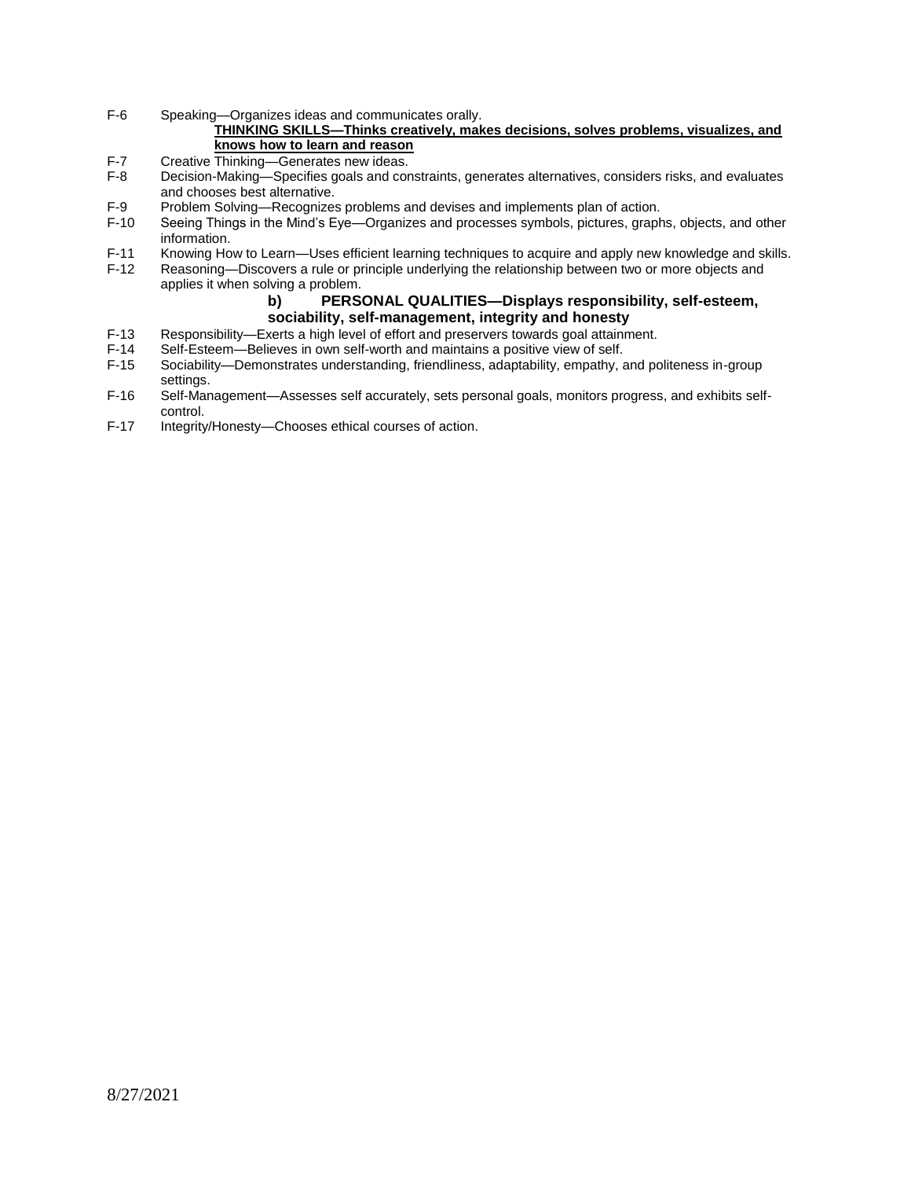F-6 Speaking—Organizes ideas and communicates orally.

**THINKING SKILLS—Thinks creatively, makes decisions, solves problems, visualizes, and knows how to learn and reason**

F-7 Creative Thinking—Generates new ideas.

F-8 Decision-Making—Specifies goals and constraints, generates alternatives, considers risks, and evaluates and chooses best alternative.

F-9 Problem Solving—Recognizes problems and devises and implements plan of action.

F-10 Seeing Things in the Mind's Eye—Organizes and processes symbols, pictures, graphs, objects, and other information.

F-11 Knowing How to Learn—Uses efficient learning techniques to acquire and apply new knowledge and skills.

F-12 Reasoning—Discovers a rule or principle underlying the relationship between two or more objects and applies it when solving a problem.

**b) PERSONAL QUALITIES—Displays responsibility, self-esteem, sociability, self-management, integrity and honesty**

F-13 Responsibility—Exerts a high level of effort and preservers towards goal attainment.

F-14 Self-Esteem—Believes in own self-worth and maintains a positive view of self.

F-15 Sociability—Demonstrates understanding, friendliness, adaptability, empathy, and politeness in-group settings.

F-16 Self-Management—Assesses self accurately, sets personal goals, monitors progress, and exhibits self-control.

F-17 Integrity/Honesty—Chooses ethical courses of action.

8/27/2021